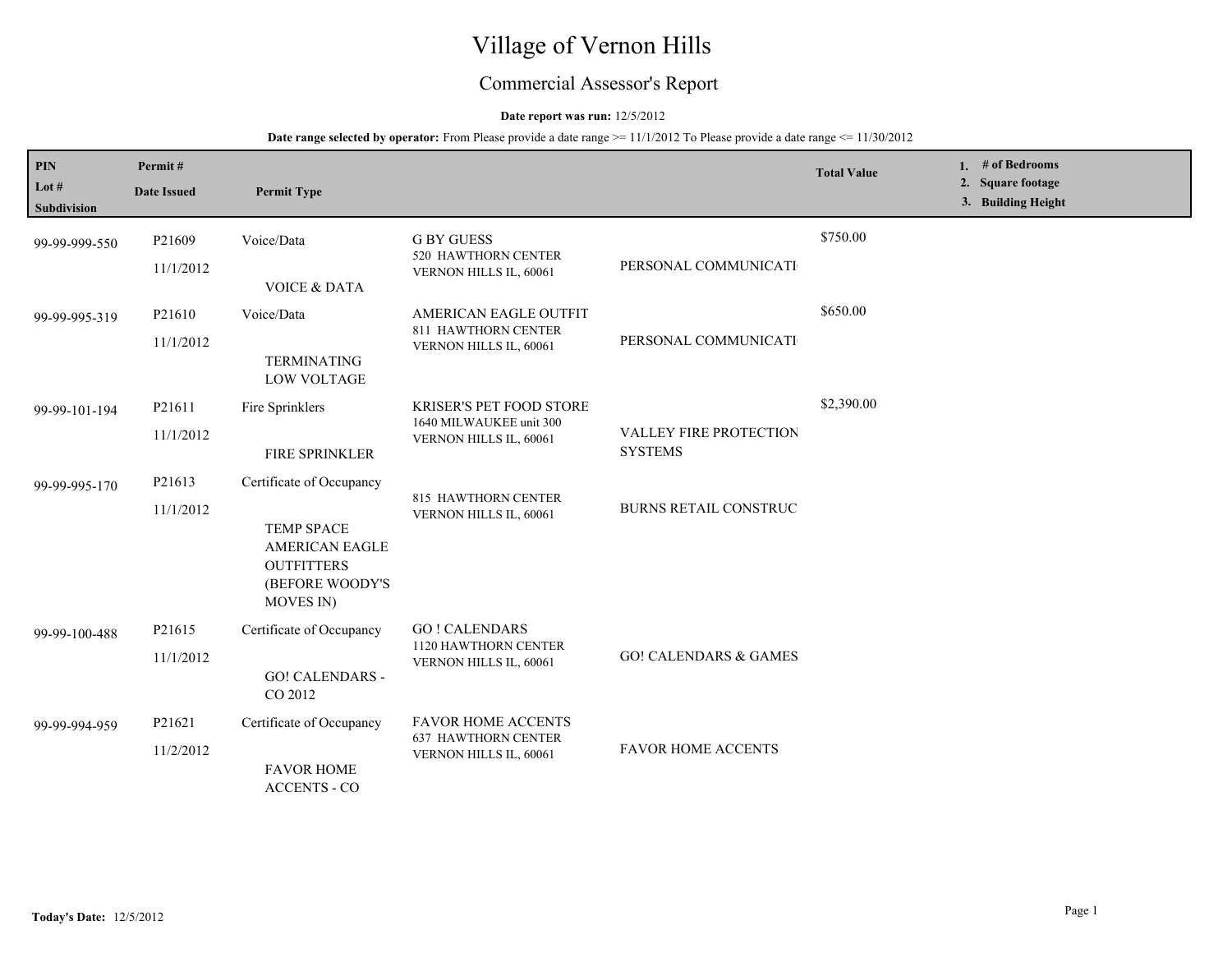# Village of Vernon Hills

## Commercial Assessor's Report

**Date report was run:** 12/5/2012

**Date range selected by operator:** From Please provide a date range >= 11/1/2012 To Please provide a date range <= 11/30/2012

| PIN / Lot # / Subdivision | Permit # / Date Issued | Permit Type | | | Total Value | 1. # of Bedrooms 2. Square footage 3. Building Height |
|---|---|---|---|---|---|---|
| 99-99-999-550 | P21609 11/1/2012 | Voice/Data VOICE & DATA | G BY GUESS 520 HAWTHORN CENTER VERNON HILLS IL, 60061 | PERSONAL COMMUNICATI | $750.00 | |
| 99-99-995-319 | P21610 11/1/2012 | Voice/Data TERMINATING LOW VOLTAGE | AMERICAN EAGLE OUTFIT 811 HAWTHORN CENTER VERNON HILLS IL, 60061 | PERSONAL COMMUNICATI | $650.00 | |
| 99-99-101-194 | P21611 11/1/2012 | Fire Sprinklers FIRE SPRINKLER | KRISER'S PET FOOD STORE 1640 MILWAUKEE unit 300 VERNON HILLS IL, 60061 | VALLEY FIRE PROTECTION SYSTEMS | $2,390.00 | |
| 99-99-995-170 | P21613 11/1/2012 | Certificate of Occupancy TEMP SPACE AMERICAN EAGLE OUTFITTERS (BEFORE WOODY'S MOVES IN) | 815 HAWTHORN CENTER VERNON HILLS IL, 60061 | BURNS RETAIL CONSTRUC | | |
| 99-99-100-488 | P21615 11/1/2012 | Certificate of Occupancy GO! CALENDARS - CO 2012 | GO ! CALENDARS 1120 HAWTHORN CENTER VERNON HILLS IL, 60061 | GO! CALENDARS & GAMES | | |
| 99-99-994-959 | P21621 11/2/2012 | Certificate of Occupancy FAVOR HOME ACCENTS - CO | FAVOR HOME ACCENTS 637 HAWTHORN CENTER VERNON HILLS IL, 60061 | FAVOR HOME ACCENTS | | |

**Today's Date:** 12/5/2012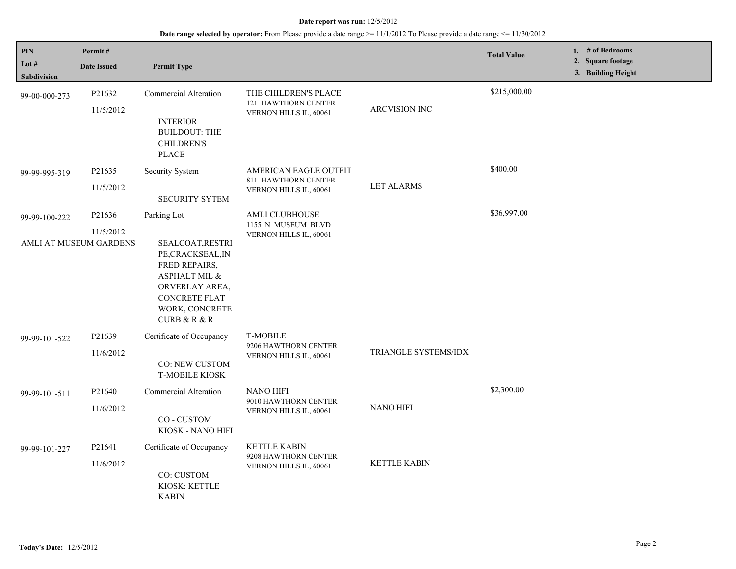**Date report was run:** 12/5/2012

**Date range selected by operator:** From Please provide a date range >= 11/1/2012 To Please provide a date range <= 11/30/2012

| PIN / Lot # / Subdivision | Permit # / Date Issued | Permit Type | | | Total Value | 1. # of Bedrooms 2. Square footage 3. Building Height |
|---|---|---|---|---|---|---|
| 99-00-000-273 | P21632 11/5/2012 | Commercial Alteration INTERIOR BUILDOUT: THE CHILDREN'S PLACE | THE CHILDREN'S PLACE 121 HAWTHORN CENTER VERNON HILLS IL, 60061 | ARCVISION INC | $215,000.00 | |
| 99-99-995-319 | P21635 11/5/2012 | Security System SECURITY SYTEM | AMERICAN EAGLE OUTFIT 811 HAWTHORN CENTER VERNON HILLS IL, 60061 | LET ALARMS | $400.00 | |
| 99-99-100-222 AMLI AT MUSEUM GARDENS | P21636 11/5/2012 | Parking Lot SEALCOAT,RESTRIPE,CRACKSEAL,INFRED REPAIRS, ASPHALT MIL & ORVERLAY AREA, CONCRETE FLAT WORK, CONCRETE CURB & R & R | AMLI CLUBHOUSE 1155 N MUSEUM BLVD VERNON HILLS IL, 60061 | | $36,997.00 | |
| 99-99-101-522 | P21639 11/6/2012 | Certificate of Occupancy CO: NEW CUSTOM T-MOBILE KIOSK | T-MOBILE 9206 HAWTHORN CENTER VERNON HILLS IL, 60061 | TRIANGLE SYSTEMS/IDX | | |
| 99-99-101-511 | P21640 11/6/2012 | Commercial Alteration CO - CUSTOM KIOSK - NANO HIFI | NANO HIFI 9010 HAWTHORN CENTER VERNON HILLS IL, 60061 | NANO HIFI | $2,300.00 | |
| 99-99-101-227 | P21641 11/6/2012 | Certificate of Occupancy CO: CUSTOM KIOSK: KETTLE KABIN | KETTLE KABIN 9208 HAWTHORN CENTER VERNON HILLS IL, 60061 | KETTLE KABIN | | |

**Today's Date:** 12/5/2012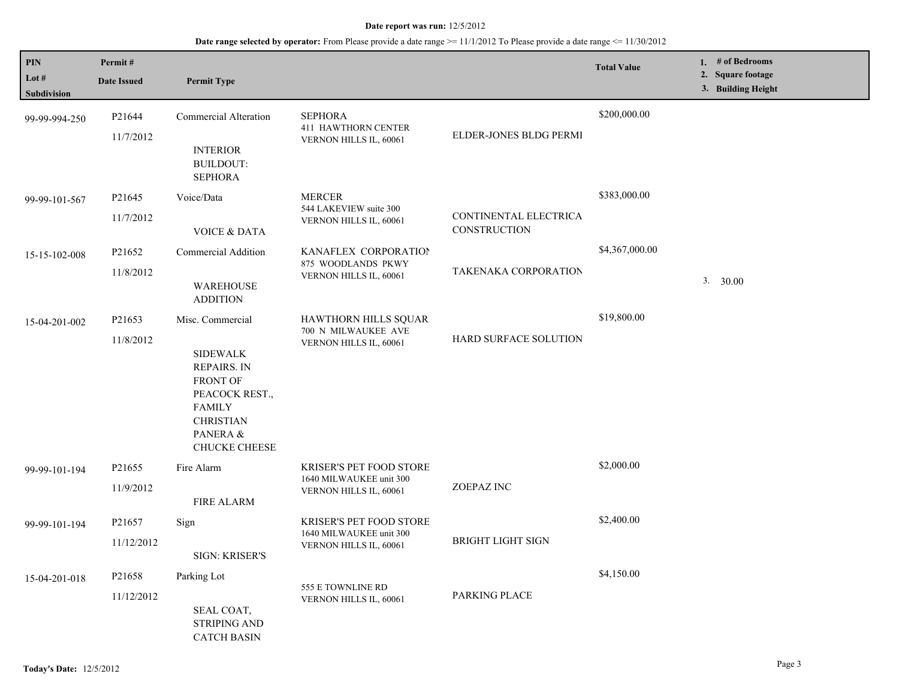**Date report was run:** 12/5/2012

**Date range selected by operator:** From Please provide a date range >= 11/1/2012 To Please provide a date range <= 11/30/2012

| PIN / Lot # / Subdivision | Permit # / Date Issued | Permit Type | | | Total Value | 1. # of Bedrooms 2. Square footage 3. Building Height |
|---|---|---|---|---|---|---|
| 99-99-994-250 | P21644 11/7/2012 | Commercial Alteration INTERIOR BUILDOUT: SEPHORA | SEPHORA 411 HAWTHORN CENTER VERNON HILLS IL, 60061 | ELDER-JONES BLDG PERMI | $200,000.00 | |
| 99-99-101-567 | P21645 11/7/2012 | Voice/Data VOICE & DATA | MERCER 544 LAKEVIEW suite 300 VERNON HILLS IL, 60061 | CONTINENTAL ELECTRICA CONSTRUCTION | $383,000.00 | |
| 15-15-102-008 | P21652 11/8/2012 | Commercial Addition WAREHOUSE ADDITION | KANAFLEX CORPORATION 875 WOODLANDS PKWY VERNON HILLS IL, 60061 | TAKENAKA CORPORATION | $4,367,000.00 | 3. 30.00 |
| 15-04-201-002 | P21653 11/8/2012 | Misc. Commercial SIDEWALK REPAIRS. IN FRONT OF PEACOCK REST., FAMILY CHRISTIAN PANERA & CHUCKE CHEESE | HAWTHORN HILLS SQUAR 700 N MILWAUKEE AVE VERNON HILLS IL, 60061 | HARD SURFACE SOLUTION | $19,800.00 | |
| 99-99-101-194 | P21655 11/9/2012 | Fire Alarm FIRE ALARM | KRISER'S PET FOOD STORE 1640 MILWAUKEE unit 300 VERNON HILLS IL, 60061 | ZOEPAZ INC | $2,000.00 | |
| 99-99-101-194 | P21657 11/12/2012 | Sign SIGN: KRISER'S | KRISER'S PET FOOD STORE 1640 MILWAUKEE unit 300 VERNON HILLS IL, 60061 | BRIGHT LIGHT SIGN | $2,400.00 | |
| 15-04-201-018 | P21658 11/12/2012 | Parking Lot SEAL COAT, STRIPING AND CATCH BASIN | 555 E TOWNLINE RD VERNON HILLS IL, 60061 | PARKING PLACE | $4,150.00 | |

**Today's Date:** 12/5/2012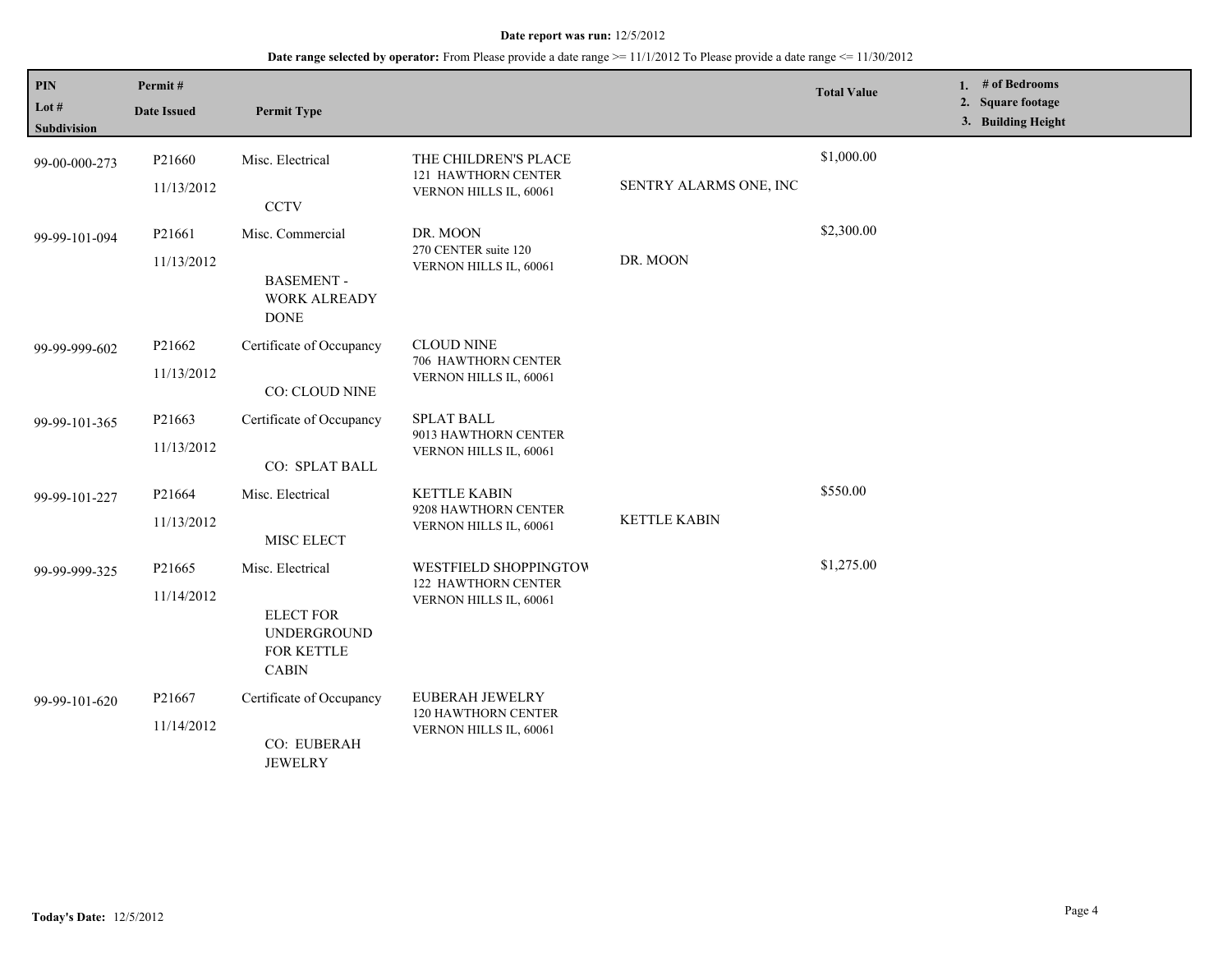**Date report was run:** 12/5/2012

**Date range selected by operator:** From Please provide a date range >= 11/1/2012 To Please provide a date range <= 11/30/2012

| PIN / Lot # / Subdivision | Permit # / Date Issued | Permit Type | | | Total Value | 1. # of Bedrooms 2. Square footage 3. Building Height |
|---|---|---|---|---|---|---|
| 99-00-000-273 | P21660 11/13/2012 | Misc. Electrical CCTV | THE CHILDREN'S PLACE 121 HAWTHORN CENTER VERNON HILLS IL, 60061 | SENTRY ALARMS ONE, INC | $1,000.00 | |
| 99-99-101-094 | P21661 11/13/2012 | Misc. Commercial BASEMENT - WORK ALREADY DONE | DR. MOON 270 CENTER suite 120 VERNON HILLS IL, 60061 | DR. MOON | $2,300.00 | |
| 99-99-999-602 | P21662 11/13/2012 | Certificate of Occupancy CO: CLOUD NINE | CLOUD NINE 706 HAWTHORN CENTER VERNON HILLS IL, 60061 | | | |
| 99-99-101-365 | P21663 11/13/2012 | Certificate of Occupancy CO: SPLAT BALL | SPLAT BALL 9013 HAWTHORN CENTER VERNON HILLS IL, 60061 | | | |
| 99-99-101-227 | P21664 11/13/2012 | Misc. Electrical MISC ELECT | KETTLE KABIN 9208 HAWTHORN CENTER VERNON HILLS IL, 60061 | KETTLE KABIN | $550.00 | |
| 99-99-999-325 | P21665 11/14/2012 | Misc. Electrical ELECT FOR UNDERGROUND FOR KETTLE CABIN | WESTFIELD SHOPPINGTOW 122 HAWTHORN CENTER VERNON HILLS IL, 60061 | | $1,275.00 | |
| 99-99-101-620 | P21667 11/14/2012 | Certificate of Occupancy CO: EUBERAH JEWELRY | EUBERAH JEWELRY 120 HAWTHORN CENTER VERNON HILLS IL, 60061 | | | |

**Today's Date:** 12/5/2012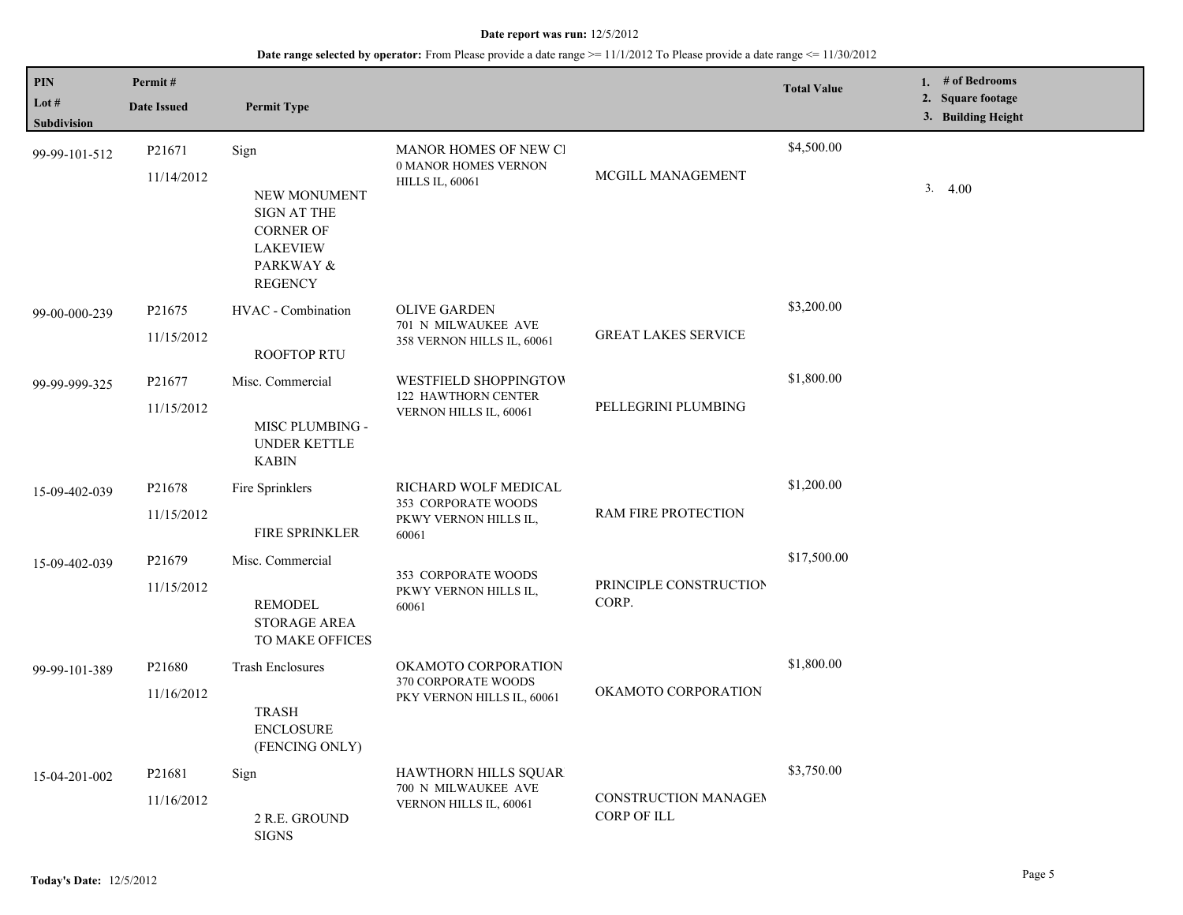**Date report was run:** 12/5/2012

**Date range selected by operator:** From Please provide a date range >= 11/1/2012 To Please provide a date range <= 11/30/2012

| PIN / Lot # / Subdivision | Permit # / Date Issued | Permit Type | | | Total Value | 1. # of Bedrooms 2. Square footage 3. Building Height |
|---|---|---|---|---|---|---|
| 99-99-101-512 | P21671 11/14/2012 | Sign<br>NEW MONUMENT SIGN AT THE CORNER OF LAKEVIEW PARKWAY & REGENCY | MANOR HOMES OF NEW CI<br>0 MANOR HOMES VERNON HILLS IL, 60061 | MCGILL MANAGEMENT | $4,500.00 | 3. 4.00 |
| 99-00-000-239 | P21675 11/15/2012 | HVAC - Combination<br>ROOFTOP RTU | OLIVE GARDEN<br>701 N MILWAUKEE AVE 358 VERNON HILLS IL, 60061 | GREAT LAKES SERVICE | $3,200.00 | |
| 99-99-999-325 | P21677 11/15/2012 | Misc. Commercial<br>MISC PLUMBING - UNDER KETTLE KABIN | WESTFIELD SHOPPINGTOW<br>122 HAWTHORN CENTER VERNON HILLS IL, 60061 | PELLEGRINI PLUMBING | $1,800.00 | |
| 15-09-402-039 | P21678 11/15/2012 | Fire Sprinklers<br>FIRE SPRINKLER | RICHARD WOLF MEDICAL<br>353 CORPORATE WOODS PKWY VERNON HILLS IL, 60061 | RAM FIRE PROTECTION | $1,200.00 | |
| 15-09-402-039 | P21679 11/15/2012 | Misc. Commercial<br>REMODEL STORAGE AREA TO MAKE OFFICES | 353 CORPORATE WOODS PKWY VERNON HILLS IL, 60061 | PRINCIPLE CONSTRUCTION CORP. | $17,500.00 | |
| 99-99-101-389 | P21680 11/16/2012 | Trash Enclosures<br>TRASH ENCLOSURE (FENCING ONLY) | OKAMOTO CORPORATION<br>370 CORPORATE WOODS PKY VERNON HILLS IL, 60061 | OKAMOTO CORPORATION | $1,800.00 | |
| 15-04-201-002 | P21681 11/16/2012 | Sign<br>2 R.E. GROUND SIGNS | HAWTHORN HILLS SQUAR<br>700 N MILWAUKEE AVE VERNON HILLS IL, 60061 | CONSTRUCTION MANAGEN CORP OF ILL | $3,750.00 | |

**Today's Date:** 12/5/2012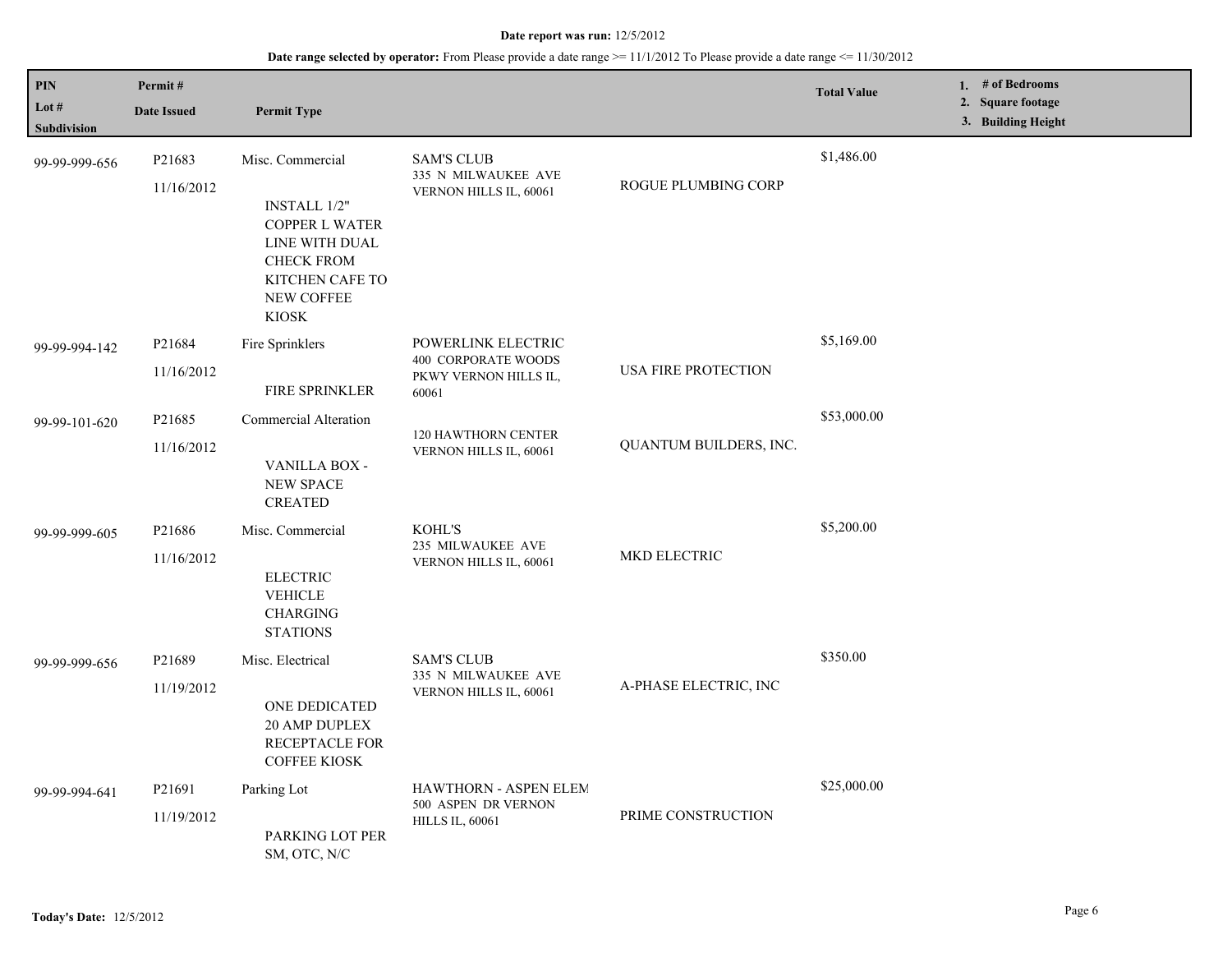**Date report was run:** 12/5/2012

**Date range selected by operator:** From Please provide a date range >= 11/1/2012 To Please provide a date range <= 11/30/2012

| PIN<br>Lot #<br>Subdivision | Permit #<br>Date Issued | Permit Type | | | Total Value | 1. # of Bedrooms<br>2. Square footage<br>3. Building Height |
|---|---|---|---|---|---|---|
| 99-99-999-656 | P21683<br>11/16/2012 | Misc. Commercial<br><br>INSTALL 1/2" COPPER L WATER LINE WITH DUAL CHECK FROM KITCHEN CAFE TO NEW COFFEE KIOSK | SAM'S CLUB<br>335 N MILWAUKEE AVE VERNON HILLS IL, 60061 | ROGUE PLUMBING CORP | $1,486.00 | |
| 99-99-994-142 | P21684<br>11/16/2012 | Fire Sprinklers<br><br>FIRE SPRINKLER | POWERLINK ELECTRIC<br>400 CORPORATE WOODS PKWY VERNON HILLS IL, 60061 | USA FIRE PROTECTION | $5,169.00 | |
| 99-99-101-620 | P21685<br>11/16/2012 | Commercial Alteration<br><br>VANILLA BOX - NEW SPACE CREATED | 120 HAWTHORN CENTER VERNON HILLS IL, 60061 | QUANTUM BUILDERS, INC. | $53,000.00 | |
| 99-99-999-605 | P21686<br>11/16/2012 | Misc. Commercial<br><br>ELECTRIC VEHICLE CHARGING STATIONS | KOHL'S<br>235 MILWAUKEE AVE VERNON HILLS IL, 60061 | MKD ELECTRIC | $5,200.00 | |
| 99-99-999-656 | P21689<br>11/19/2012 | Misc. Electrical<br><br>ONE DEDICATED 20 AMP DUPLEX RECEPTACLE FOR COFFEE KIOSK | SAM'S CLUB<br>335 N MILWAUKEE AVE VERNON HILLS IL, 60061 | A-PHASE ELECTRIC, INC | $350.00 | |
| 99-99-994-641 | P21691<br>11/19/2012 | Parking Lot<br><br>PARKING LOT PER SM, OTC, N/C | HAWTHORN - ASPEN ELEM<br>500 ASPEN DR VERNON HILLS IL, 60061 | PRIME CONSTRUCTION | $25,000.00 | |

**Today's Date:** 12/5/2012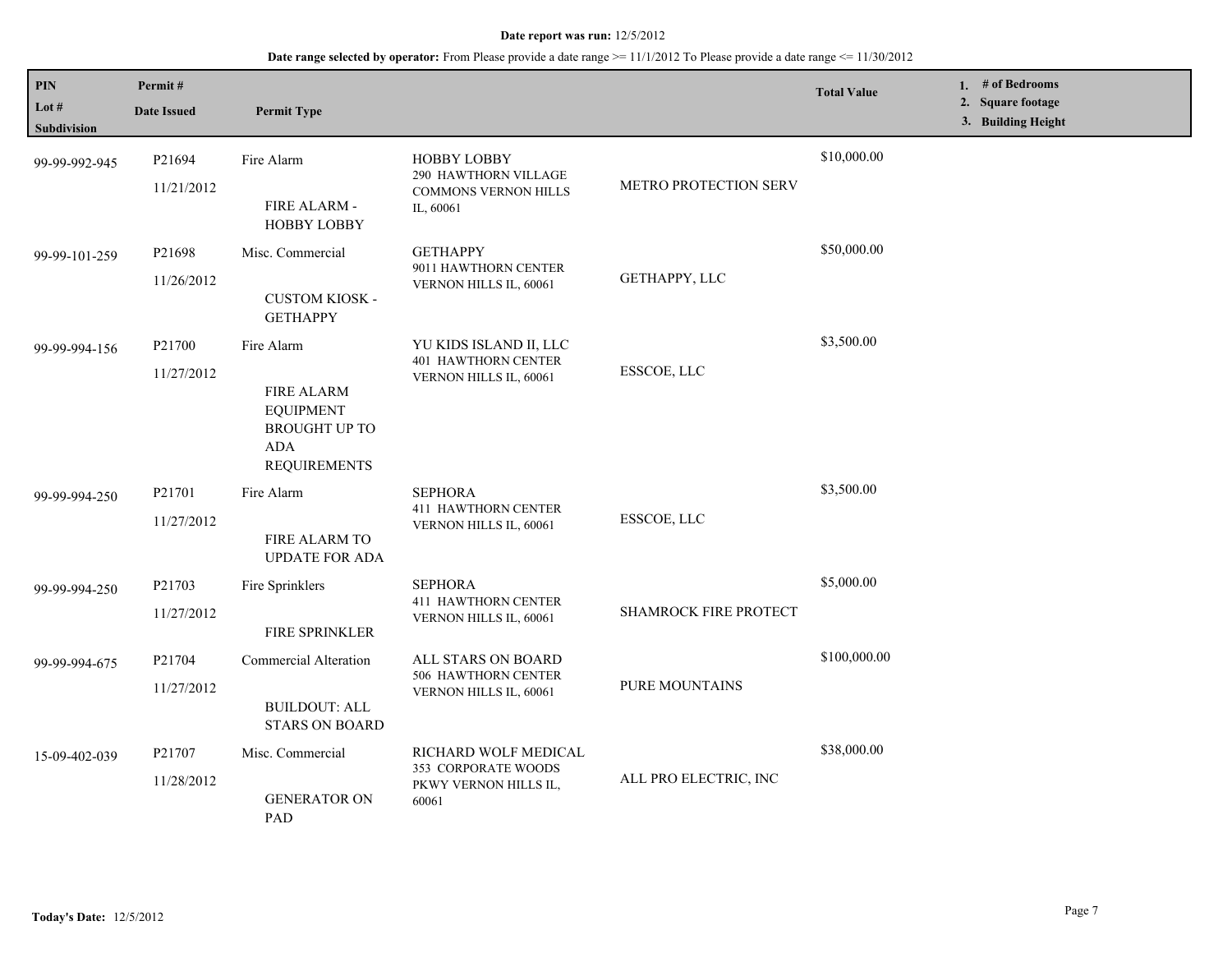**Date report was run:** 12/5/2012

**Date range selected by operator:** From Please provide a date range >= 11/1/2012 To Please provide a date range <= 11/30/2012

| PIN<br>Lot #<br>Subdivision | Permit #<br>Date Issued | Permit Type | | | Total Value | 1. # of Bedrooms<br>2. Square footage<br>3. Building Height |
|---|---|---|---|---|---|---|
| 99-99-992-945 | P21694<br>11/21/2012 | Fire Alarm<br>FIRE ALARM - HOBBY LOBBY | HOBBY LOBBY<br>290 HAWTHORN VILLAGE COMMONS VERNON HILLS IL, 60061 | METRO PROTECTION SERV | $10,000.00 | |
| 99-99-101-259 | P21698<br>11/26/2012 | Misc. Commercial<br>CUSTOM KIOSK - GETHAPPY | GETHAPPY<br>9011 HAWTHORN CENTER VERNON HILLS IL, 60061 | GETHAPPY, LLC | $50,000.00 | |
| 99-99-994-156 | P21700<br>11/27/2012 | Fire Alarm<br>FIRE ALARM EQUIPMENT BROUGHT UP TO ADA REQUIREMENTS | YU KIDS ISLAND II, LLC<br>401 HAWTHORN CENTER VERNON HILLS IL, 60061 | ESSCOE, LLC | $3,500.00 | |
| 99-99-994-250 | P21701<br>11/27/2012 | Fire Alarm<br>FIRE ALARM TO UPDATE FOR ADA | SEPHORA<br>411 HAWTHORN CENTER VERNON HILLS IL, 60061 | ESSCOE, LLC | $3,500.00 | |
| 99-99-994-250 | P21703<br>11/27/2012 | Fire Sprinklers<br>FIRE SPRINKLER | SEPHORA<br>411 HAWTHORN CENTER VERNON HILLS IL, 60061 | SHAMROCK FIRE PROTECT | $5,000.00 | |
| 99-99-994-675 | P21704<br>11/27/2012 | Commercial Alteration<br>BUILDOUT: ALL STARS ON BOARD | ALL STARS ON BOARD<br>506 HAWTHORN CENTER VERNON HILLS IL, 60061 | PURE MOUNTAINS | $100,000.00 | |
| 15-09-402-039 | P21707<br>11/28/2012 | Misc. Commercial<br>GENERATOR ON PAD | RICHARD WOLF MEDICAL<br>353 CORPORATE WOODS PKWY VERNON HILLS IL, 60061 | ALL PRO ELECTRIC, INC | $38,000.00 | |

**Today's Date:** 12/5/2012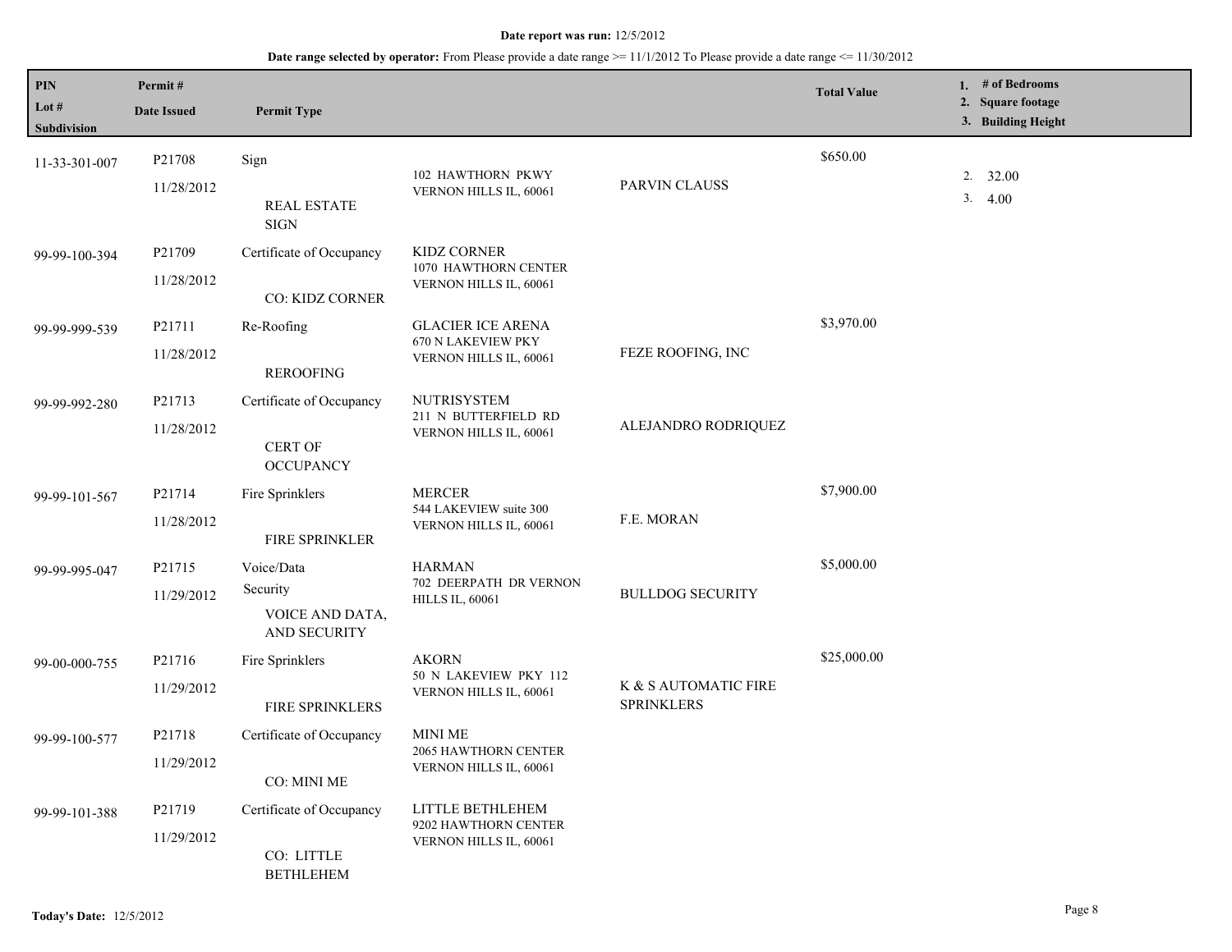**Date report was run:** 12/5/2012

**Date range selected by operator:** From Please provide a date range >= 11/1/2012 To Please provide a date range <= 11/30/2012

| PIN<br>Lot #<br>Subdivision | Permit #<br>Date Issued | Permit Type | | | Total Value | 1. # of Bedrooms<br>2. Square footage<br>3. Building Height |
|---|---|---|---|---|---|---|
| 11-33-301-007 | P21708<br>11/28/2012 | Sign<br>REAL ESTATE SIGN | 102 HAWTHORN PKWY<br>VERNON HILLS IL, 60061 | PARVIN CLAUSS | $650.00 | 2. 32.00<br>3. 4.00 |
| 99-99-100-394 | P21709<br>11/28/2012 | Certificate of Occupancy<br>CO: KIDZ CORNER | KIDZ CORNER<br>1070 HAWTHORN CENTER<br>VERNON HILLS IL, 60061 | | | |
| 99-99-999-539 | P21711<br>11/28/2012 | Re-Roofing<br>REROOFING | GLACIER ICE ARENA<br>670 N LAKEVIEW PKY<br>VERNON HILLS IL, 60061 | FEZE ROOFING, INC | $3,970.00 | |
| 99-99-992-280 | P21713<br>11/28/2012 | Certificate of Occupancy<br>CERT OF OCCUPANCY | NUTRISYSTEM<br>211 N BUTTERFIELD RD<br>VERNON HILLS IL, 60061 | ALEJANDRO RODRIQUEZ | | |
| 99-99-101-567 | P21714<br>11/28/2012 | Fire Sprinklers<br>FIRE SPRINKLER | MERCER<br>544 LAKEVIEW suite 300<br>VERNON HILLS IL, 60061 | F.E. MORAN | $7,900.00 | |
| 99-99-995-047 | P21715<br>11/29/2012 | Voice/Data<br>Security<br>VOICE AND DATA, AND SECURITY | HARMAN<br>702 DEERPATH DR VERNON HILLS IL, 60061 | BULLDOG SECURITY | $5,000.00 | |
| 99-00-000-755 | P21716<br>11/29/2012 | Fire Sprinklers<br>FIRE SPRINKLERS | AKORN<br>50 N LAKEVIEW PKY 112<br>VERNON HILLS IL, 60061 | K & S AUTOMATIC FIRE SPRINKLERS | $25,000.00 | |
| 99-99-100-577 | P21718<br>11/29/2012 | Certificate of Occupancy<br>CO: MINI ME | MINI ME<br>2065 HAWTHORN CENTER<br>VERNON HILLS IL, 60061 | | | |
| 99-99-101-388 | P21719<br>11/29/2012 | Certificate of Occupancy<br>CO: LITTLE BETHLEHEM | LITTLE BETHLEHEM<br>9202 HAWTHORN CENTER<br>VERNON HILLS IL, 60061 | | | |

**Today's Date:** 12/5/2012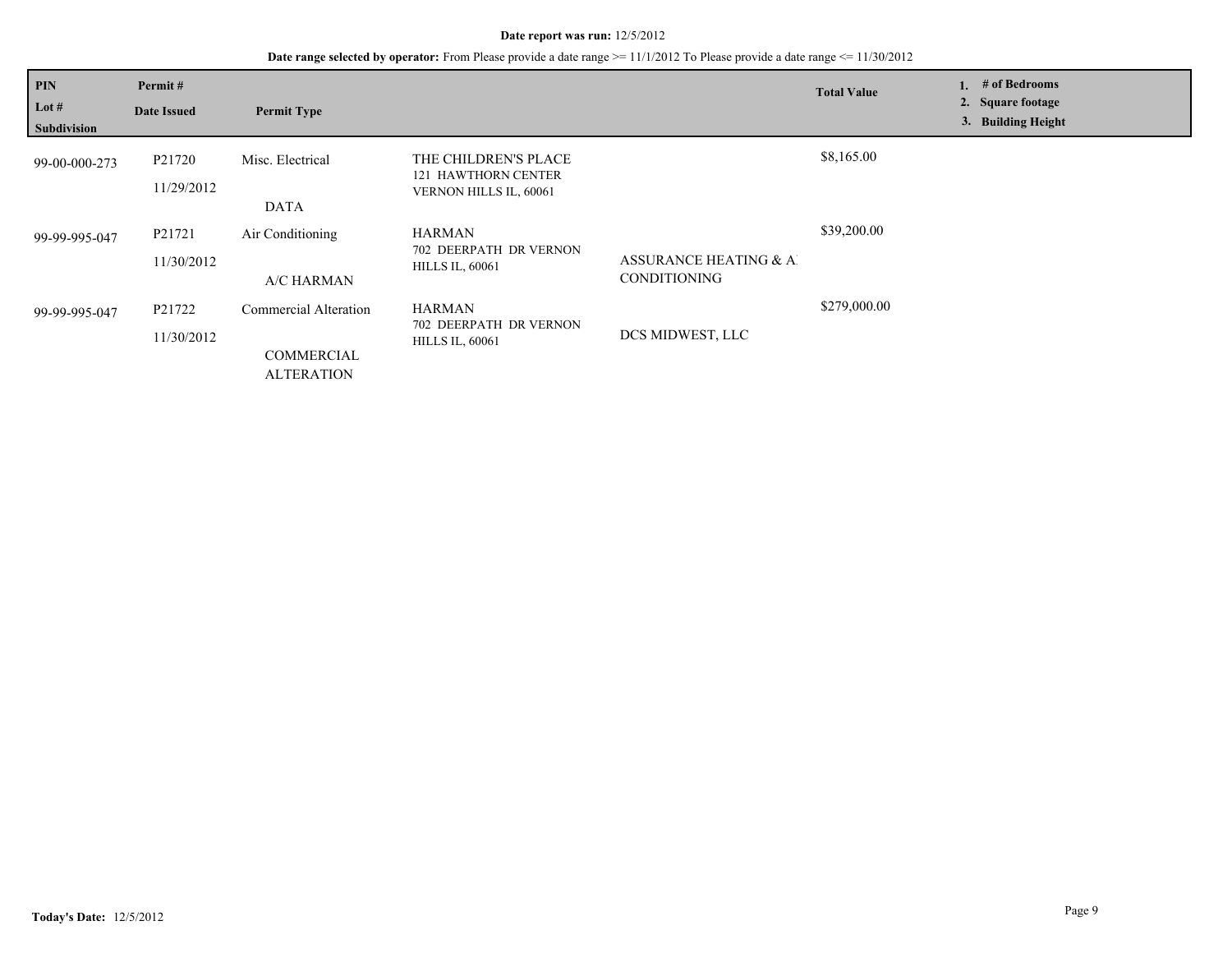**Date report was run:** 12/5/2012

**Date range selected by operator:** From Please provide a date range >= 11/1/2012 To Please provide a date range <= 11/30/2012

| PIN<br>Lot #<br>Subdivision | Permit #<br>Date Issued | Permit Type | | | Total Value | 1. # of Bedrooms<br>2. Square footage<br>3. Building Height |
|---|---|---|---|---|---|---|
| 99-00-000-273 | P21720<br>11/29/2012 | Misc. Electrical<br>DATA | THE CHILDREN'S PLACE<br>121 HAWTHORN CENTER<br>VERNON HILLS IL, 60061 | | $8,165.00 | |
| 99-99-995-047 | P21721<br>11/30/2012 | Air Conditioning<br>A/C HARMAN | HARMAN<br>702 DEERPATH DR VERNON HILLS IL, 60061 | ASSURANCE HEATING & A CONDITIONING | $39,200.00 | |
| 99-99-995-047 | P21722<br>11/30/2012 | Commercial Alteration<br>COMMERCIAL ALTERATION | HARMAN<br>702 DEERPATH DR VERNON HILLS IL, 60061 | DCS MIDWEST, LLC | $279,000.00 | |

**Today's Date:** 12/5/2012